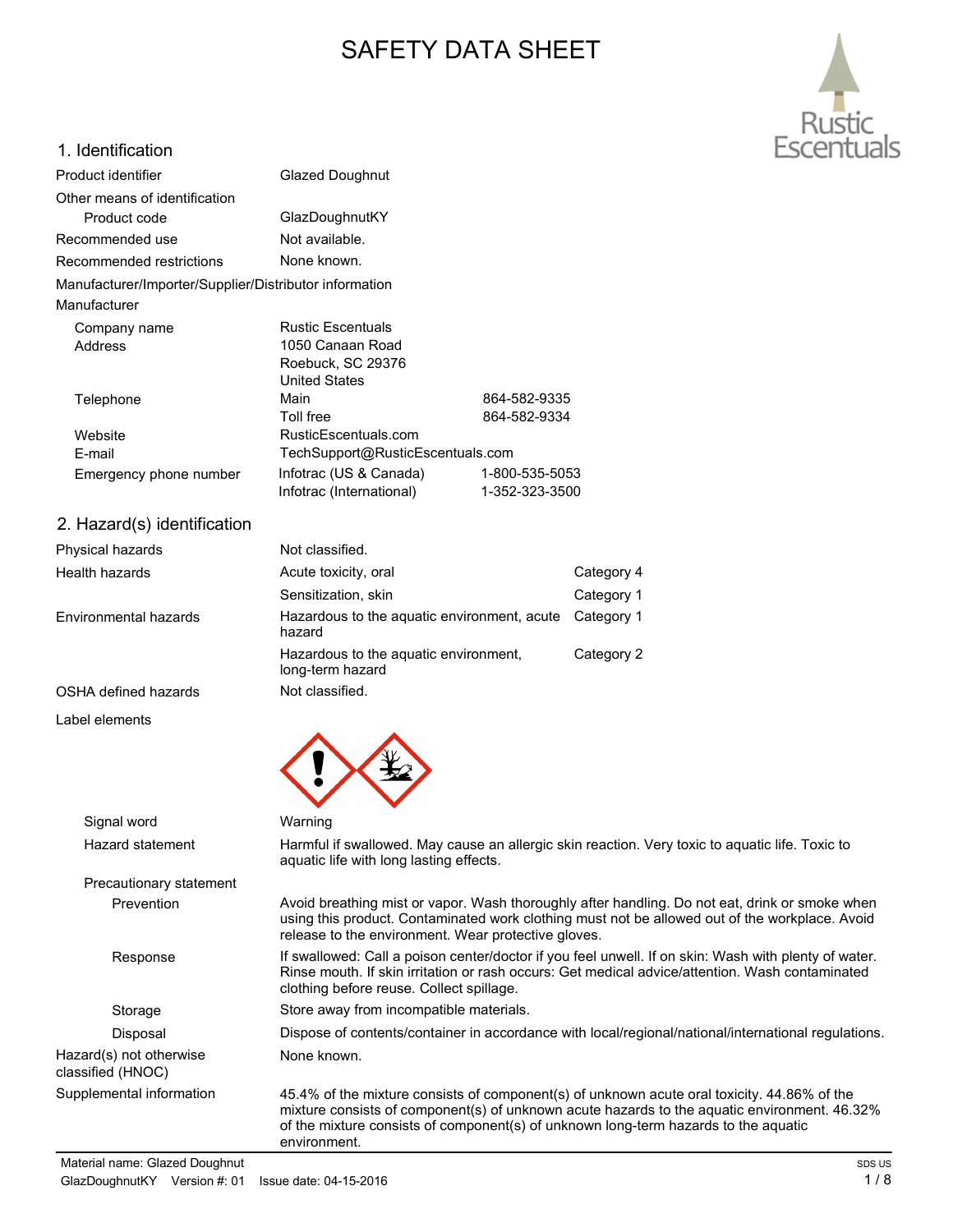# SAFETY DATA SHEET

## 1. Identification

| | | |
|---|---|---|
| Product identifier | Glazed Doughnut | |
| Other means of identification | | |
| Product code | GlazDoughnutKY | |
| Recommended use | Not available. | |
| Recommended restrictions | None known. | |

Manufacturer/Importer/Supplier/Distributor information

Manufacturer

| | | |
|---|---|---|
| Company name | Rustic Escentuals | |
| Address | 1050 Canaan Road<br>Roebuck, SC 29376<br>United States | |
| Telephone | Main | 864-582-9335 |
| | Toll free | 864-582-9334 |
| Website | RusticEscentuals.com | |
| E-mail | TechSupport@RusticEscentuals.com | |
| Emergency phone number | Infotrac (US & Canada) | 1-800-535-5053 |
| | Infotrac (International) | 1-352-323-3500 |

## 2. Hazard(s) identification

| | | |
|---|---|---|
| Physical hazards | Not classified. | |
| Health hazards | Acute toxicity, oral | Category 4 |
| | Sensitization, skin | Category 1 |
| Environmental hazards | Hazardous to the aquatic environment, acute hazard | Category 1 |
| | Hazardous to the aquatic environment, long-term hazard | Category 2 |
| OSHA defined hazards | Not classified. | |

Label elements

**Signal word:** Warning

**Hazard statement:** Harmful if swallowed. May cause an allergic skin reaction. Very toxic to aquatic life. Toxic to aquatic life with long lasting effects.

**Precautionary statement**

**Prevention:** Avoid breathing mist or vapor. Wash thoroughly after handling. Do not eat, drink or smoke when using this product. Contaminated work clothing must not be allowed out of the workplace. Avoid release to the environment. Wear protective gloves.

**Response:** If swallowed: Call a poison center/doctor if you feel unwell. If on skin: Wash with plenty of water. Rinse mouth. If skin irritation or rash occurs: Get medical advice/attention. Wash contaminated clothing before reuse. Collect spillage.

**Storage:** Store away from incompatible materials.

**Disposal:** Dispose of contents/container in accordance with local/regional/national/international regulations.

**Hazard(s) not otherwise classified (HNOC):** None known.

**Supplemental information:** 45.4% of the mixture consists of component(s) of unknown acute oral toxicity. 44.86% of the mixture consists of component(s) of unknown acute hazards to the aquatic environment. 46.32% of the mixture consists of component(s) of unknown long-term hazards to the aquatic environment.

Material name: Glazed Doughnut
GlazDoughnutKY Version #: 01 Issue date: 04-15-2016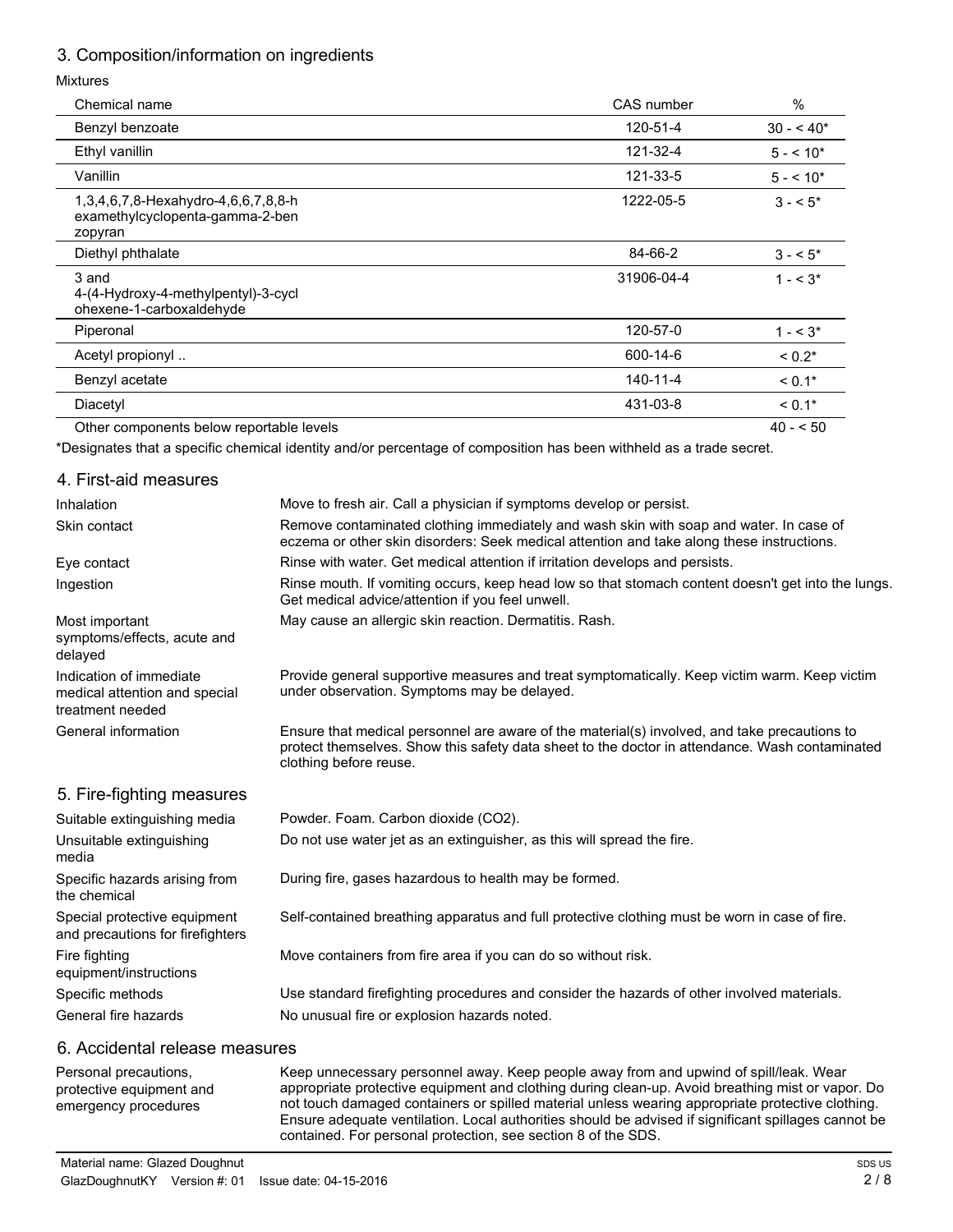## 3. Composition/information on ingredients

Mixtures

| Chemical name | CAS number | % |
|---|---|---|
| Benzyl benzoate | 120-51-4 | 30 - < 40* |
| Ethyl vanillin | 121-32-4 | 5 - < 10* |
| Vanillin | 121-33-5 | 5 - < 10* |
| 1,3,4,6,7,8-Hexahydro-4,6,6,7,8,8-hexamethylcyclopenta-gamma-2-benzopyran | 1222-05-5 | 3 - < 5* |
| Diethyl phthalate | 84-66-2 | 3 - < 5* |
| 3 and 4-(4-Hydroxy-4-methylpentyl)-3-cyclohexene-1-carboxaldehyde | 31906-04-4 | 1 - < 3* |
| Piperonal | 120-57-0 | 1 - < 3* |
| Acetyl propionyl .. | 600-14-6 | < 0.2* |
| Benzyl acetate | 140-11-4 | < 0.1* |
| Diacetyl | 431-03-8 | < 0.1* |
| Other components below reportable levels | | 40 - < 50 |

*Designates that a specific chemical identity and/or percentage of composition has been withheld as a trade secret.

## 4. First-aid measures

| | |
|---|---|
| Inhalation | Move to fresh air. Call a physician if symptoms develop or persist. |
| Skin contact | Remove contaminated clothing immediately and wash skin with soap and water. In case of eczema or other skin disorders: Seek medical attention and take along these instructions. |
| Eye contact | Rinse with water. Get medical attention if irritation develops and persists. |
| Ingestion | Rinse mouth. If vomiting occurs, keep head low so that stomach content doesn't get into the lungs. Get medical advice/attention if you feel unwell. |
| Most important symptoms/effects, acute and delayed | May cause an allergic skin reaction. Dermatitis. Rash. |
| Indication of immediate medical attention and special treatment needed | Provide general supportive measures and treat symptomatically. Keep victim warm. Keep victim under observation. Symptoms may be delayed. |
| General information | Ensure that medical personnel are aware of the material(s) involved, and take precautions to protect themselves. Show this safety data sheet to the doctor in attendance. Wash contaminated clothing before reuse. |

## 5. Fire-fighting measures

| | |
|---|---|
| Suitable extinguishing media | Powder. Foam. Carbon dioxide ($CO_2$). |
| Unsuitable extinguishing media | Do not use water jet as an extinguisher, as this will spread the fire. |
| Specific hazards arising from the chemical | During fire, gases hazardous to health may be formed. |
| Special protective equipment and precautions for firefighters | Self-contained breathing apparatus and full protective clothing must be worn in case of fire. |
| Fire fighting equipment/instructions | Move containers from fire area if you can do so without risk. |
| Specific methods | Use standard firefighting procedures and consider the hazards of other involved materials. |
| General fire hazards | No unusual fire or explosion hazards noted. |

## 6. Accidental release measures

| | |
|---|---|
| Personal precautions, protective equipment and emergency procedures | Keep unnecessary personnel away. Keep people away from and upwind of spill/leak. Wear appropriate protective equipment and clothing during clean-up. Avoid breathing mist or vapor. Do not touch damaged containers or spilled material unless wearing appropriate protective clothing. Ensure adequate ventilation. Local authorities should be advised if significant spillages cannot be contained. For personal protection, see section 8 of the SDS. |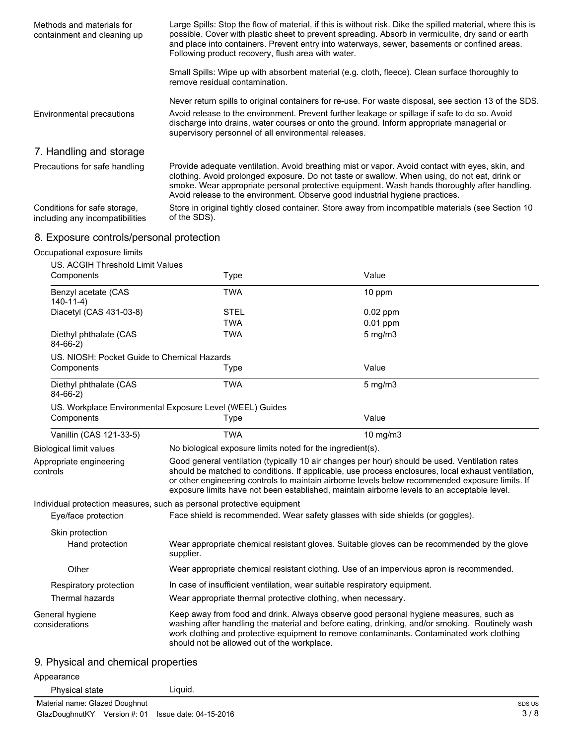**Methods and materials for containment and cleaning up**

Large Spills: Stop the flow of material, if this is without risk. Dike the spilled material, where this is possible. Cover with plastic sheet to prevent spreading. Absorb in vermiculite, dry sand or earth and place into containers. Prevent entry into waterways, sewer, basements or confined areas. Following product recovery, flush area with water.

Small Spills: Wipe up with absorbent material (e.g. cloth, fleece). Clean surface thoroughly to remove residual contamination.

Never return spills to original containers for re-use. For waste disposal, see section 13 of the SDS.

**Environmental precautions**

Avoid release to the environment. Prevent further leakage or spillage if safe to do so. Avoid discharge into drains, water courses or onto the ground. Inform appropriate managerial or supervisory personnel of all environmental releases.

## 7. Handling and storage

**Precautions for safe handling**

Provide adequate ventilation. Avoid breathing mist or vapor. Avoid contact with eyes, skin, and clothing. Avoid prolonged exposure. Do not taste or swallow. When using, do not eat, drink or smoke. Wear appropriate personal protective equipment. Wash hands thoroughly after handling. Avoid release to the environment. Observe good industrial hygiene practices.

**Conditions for safe storage, including any incompatibilities**

Store in original tightly closed container. Store away from incompatible materials (see Section 10 of the SDS).

## 8. Exposure controls/personal protection

**Occupational exposure limits**

US. ACGIH Threshold Limit Values

| Components | Type | Value |
|---|---|---|
| Benzyl acetate (CAS 140-11-4) | TWA | 10 ppm |
| Diacetyl (CAS 431-03-8) | STEL | 0.02 ppm |
| | TWA | 0.01 ppm |
| Diethyl phthalate (CAS 84-66-2) | TWA | 5 mg/m3 |

US. NIOSH: Pocket Guide to Chemical Hazards

| Components | Type | Value |
|---|---|---|
| Diethyl phthalate (CAS 84-66-2) | TWA | 5 mg/m3 |

US. Workplace Environmental Exposure Level (WEEL) Guides

| Components | Type | Value |
|---|---|---|
| Vanillin (CAS 121-33-5) | TWA | 10 mg/m3 |

**Biological limit values**

No biological exposure limits noted for the ingredient(s).

**Appropriate engineering controls**

Good general ventilation (typically 10 air changes per hour) should be used. Ventilation rates should be matched to conditions. If applicable, use process enclosures, local exhaust ventilation, or other engineering controls to maintain airborne levels below recommended exposure limits. If exposure limits have not been established, maintain airborne levels to an acceptable level.

**Individual protection measures, such as personal protective equipment**

**Eye/face protection**

Face shield is recommended. Wear safety glasses with side shields (or goggles).

**Skin protection**

**Hand protection**

Wear appropriate chemical resistant gloves. Suitable gloves can be recommended by the glove supplier.

**Other**

Wear appropriate chemical resistant clothing. Use of an impervious apron is recommended.

**Respiratory protection**

In case of insufficient ventilation, wear suitable respiratory equipment.

**Thermal hazards**

Wear appropriate thermal protective clothing, when necessary.

**General hygiene considerations**

Keep away from food and drink. Always observe good personal hygiene measures, such as washing after handling the material and before eating, drinking, and/or smoking. Routinely wash work clothing and protective equipment to remove contaminants. Contaminated work clothing should not be allowed out of the workplace.

## 9. Physical and chemical properties

**Appearance**

**Physical state** Liquid.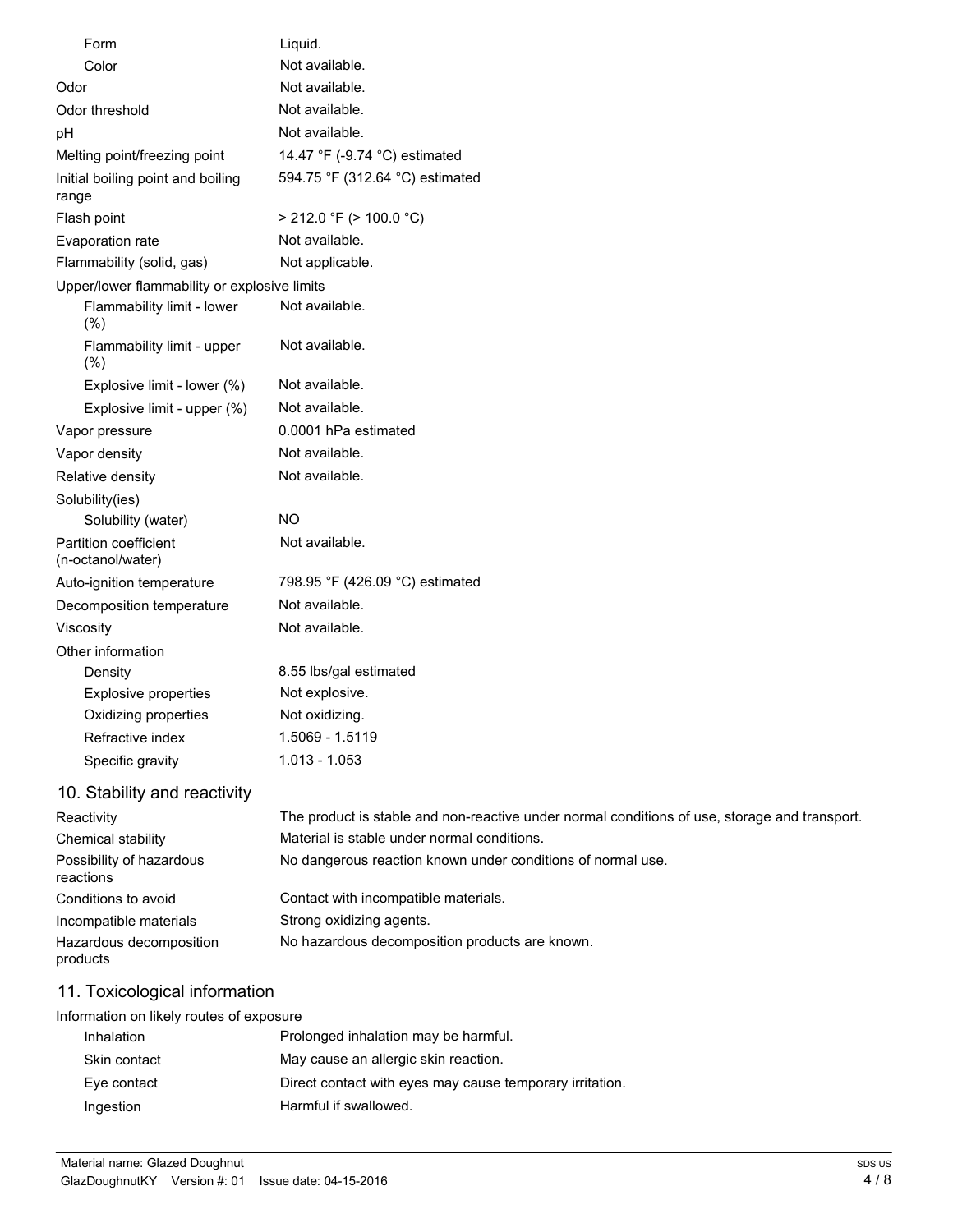| | |
|---|---|
| Form | Liquid. |
| Color | Not available. |
| Odor | Not available. |
| Odor threshold | Not available. |
| pH | Not available. |
| Melting point/freezing point | 14.47 °F (-9.74 °C) estimated |
| Initial boiling point and boiling range | 594.75 °F (312.64 °C) estimated |
| Flash point | > 212.0 °F (> 100.0 °C) |
| Evaporation rate | Not available. |
| Flammability (solid, gas) | Not applicable. |
| Upper/lower flammability or explosive limits | |
| Flammability limit - lower (%) | Not available. |
| Flammability limit - upper (%) | Not available. |
| Explosive limit - lower (%) | Not available. |
| Explosive limit - upper (%) | Not available. |
| Vapor pressure | 0.0001 hPa estimated |
| Vapor density | Not available. |
| Relative density | Not available. |
| Solubility(ies) | |
| Solubility (water) | NO |
| Partition coefficient (n-octanol/water) | Not available. |
| Auto-ignition temperature | 798.95 °F (426.09 °C) estimated |
| Decomposition temperature | Not available. |
| Viscosity | Not available. |
| Other information | |
| Density | 8.55 lbs/gal estimated |
| Explosive properties | Not explosive. |
| Oxidizing properties | Not oxidizing. |
| Refractive index | 1.5069 - 1.5119 |
| Specific gravity | 1.013 - 1.053 |

## 10. Stability and reactivity

| | |
|---|---|
| Reactivity | The product is stable and non-reactive under normal conditions of use, storage and transport. |
| Chemical stability | Material is stable under normal conditions. |
| Possibility of hazardous reactions | No dangerous reaction known under conditions of normal use. |
| Conditions to avoid | Contact with incompatible materials. |
| Incompatible materials | Strong oxidizing agents. |
| Hazardous decomposition products | No hazardous decomposition products are known. |

## 11. Toxicological information

Information on likely routes of exposure

| | |
|---|---|
| Inhalation | Prolonged inhalation may be harmful. |
| Skin contact | May cause an allergic skin reaction. |
| Eye contact | Direct contact with eyes may cause temporary irritation. |
| Ingestion | Harmful if swallowed. |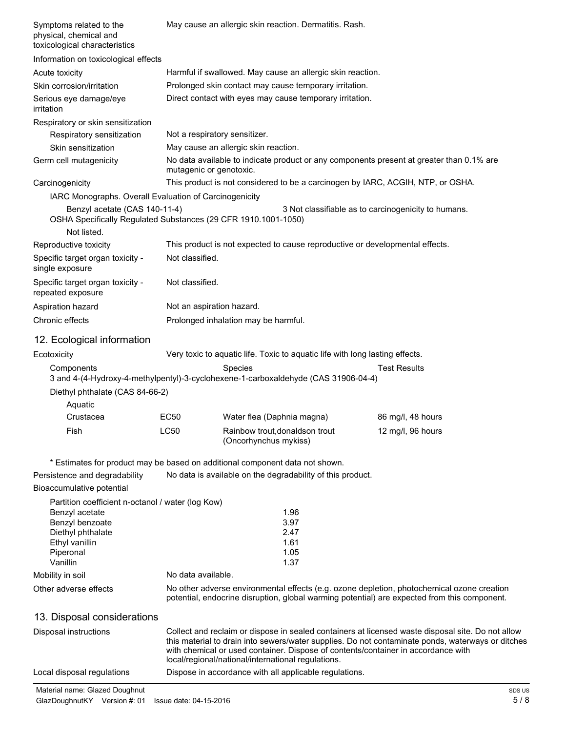| | |
|---|---|
| Symptoms related to the physical, chemical and toxicological characteristics | May cause an allergic skin reaction. Dermatitis. Rash. |

**Information on toxicological effects**

| | |
|---|---|
| Acute toxicity | Harmful if swallowed. May cause an allergic skin reaction. |
| Skin corrosion/irritation | Prolonged skin contact may cause temporary irritation. |
| Serious eye damage/eye irritation | Direct contact with eyes may cause temporary irritation. |

**Respiratory or skin sensitization**

| | |
|---|---|
| Respiratory sensitization | Not a respiratory sensitizer. |
| Skin sensitization | May cause an allergic skin reaction. |
| Germ cell mutagenicity | No data available to indicate product or any components present at greater than 0.1% are mutagenic or genotoxic. |
| Carcinogenicity | This product is not considered to be a carcinogen by IARC, ACGIH, NTP, or OSHA. |

IARC Monographs. Overall Evaluation of Carcinogenicity

| | |
|---|---|
| Benzyl acetate (CAS 140-11-4) | 3 Not classifiable as to carcinogenicity to humans. |

OSHA Specifically Regulated Substances (29 CFR 1910.1001-1050)

Not listed.

| | |
|---|---|
| Reproductive toxicity | This product is not expected to cause reproductive or developmental effects. |
| Specific target organ toxicity - single exposure | Not classified. |
| Specific target organ toxicity - repeated exposure | Not classified. |
| Aspiration hazard | Not an aspiration hazard. |
| Chronic effects | Prolonged inhalation may be harmful. |

## 12. Ecological information

**Ecotoxicity** Very toxic to aquatic life. Toxic to aquatic life with long lasting effects.

| Components | | Species | Test Results |
|---|---|---|---|
| 3 and 4-(4-Hydroxy-4-methylpentyl)-3-cyclohexene-1-carboxaldehyde (CAS 31906-04-4) | | | |
| Diethyl phthalate (CAS 84-66-2) | | | |
| Aquatic | | | |
| Crustacea | EC50 | Water flea (Daphnia magna) | 86 mg/l, 48 hours |
| Fish | LC50 | Rainbow trout,donaldson trout (Oncorhynchus mykiss) | 12 mg/l, 96 hours |

\* Estimates for product may be based on additional component data not shown.

| | |
|---|---|
| Persistence and degradability | No data is available on the degradability of this product. |

**Bioaccumulative potential**

Partition coefficient n-octanol / water (log Kow)

| | |
|---|---|
| Benzyl acetate | 1.96 |
| Benzyl benzoate | 3.97 |
| Diethyl phthalate | 2.47 |
| Ethyl vanillin | 1.61 |
| Piperonal | 1.05 |
| Vanillin | 1.37 |

| | |
|---|---|
| Mobility in soil | No data available. |
| Other adverse effects | No other adverse environmental effects (e.g. ozone depletion, photochemical ozone creation potential, endocrine disruption, global warming potential) are expected from this component. |

## 13. Disposal considerations

| | |
|---|---|
| Disposal instructions | Collect and reclaim or dispose in sealed containers at licensed waste disposal site. Do not allow this material to drain into sewers/water supplies. Do not contaminate ponds, waterways or ditches with chemical or used container. Dispose of contents/container in accordance with local/regional/national/international regulations. |
| Local disposal regulations | Dispose in accordance with all applicable regulations. |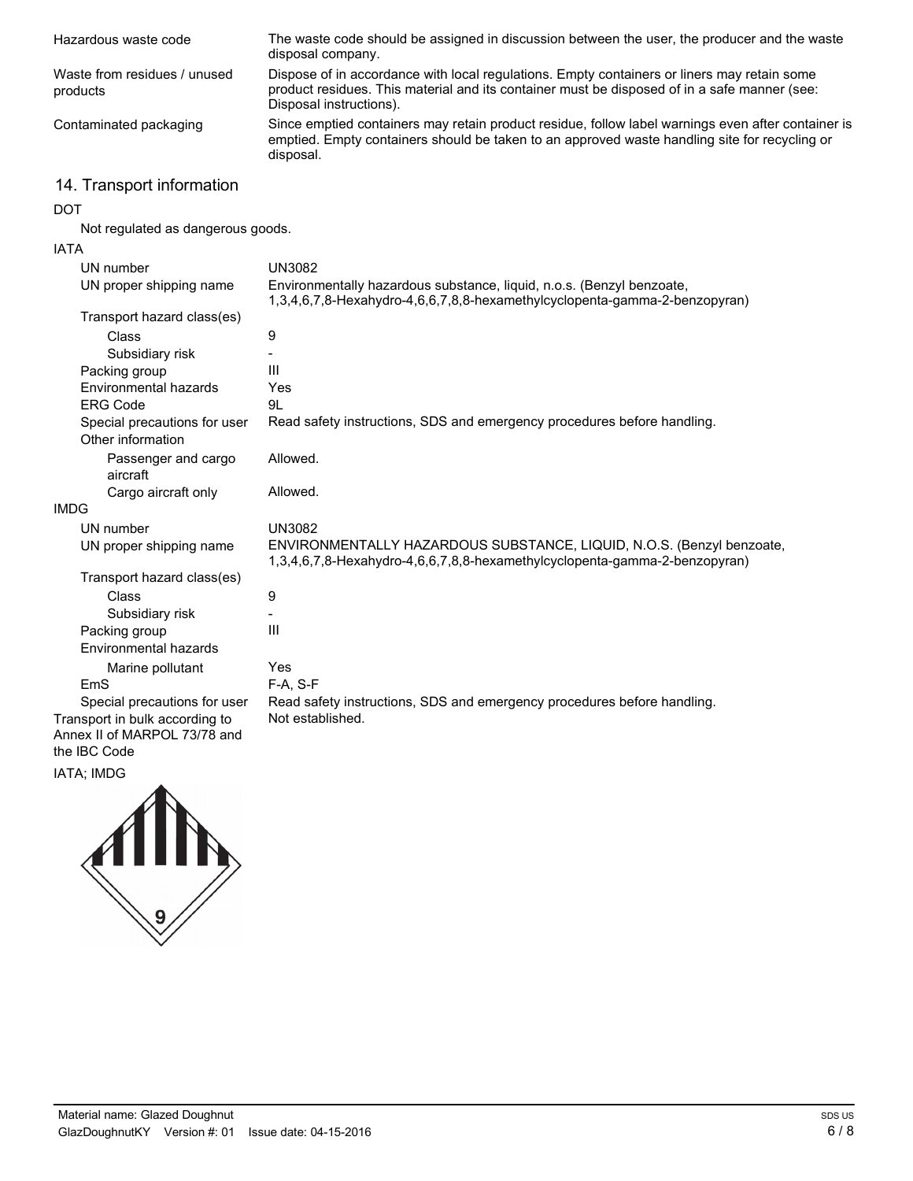| | |
|---|---|
| Hazardous waste code | The waste code should be assigned in discussion between the user, the producer and the waste disposal company. |
| Waste from residues / unused products | Dispose of in accordance with local regulations. Empty containers or liners may retain some product residues. This material and its container must be disposed of in a safe manner (see: Disposal instructions). |
| Contaminated packaging | Since emptied containers may retain product residue, follow label warnings even after container is emptied. Empty containers should be taken to an approved waste handling site for recycling or disposal. |

## 14. Transport information

**DOT**

Not regulated as dangerous goods.

**IATA**

| | |
|---|---|
| UN number | UN3082 |
| UN proper shipping name | Environmentally hazardous substance, liquid, n.o.s. (Benzyl benzoate, 1,3,4,6,7,8-Hexahydro-4,6,6,7,8,8-hexamethylcyclopenta-gamma-2-benzopyran) |
| Transport hazard class(es) | |
| Class | 9 |
| Subsidiary risk | - |
| Packing group | III |
| Environmental hazards | Yes |
| ERG Code | 9L |
| Special precautions for user | Read safety instructions, SDS and emergency procedures before handling. |
| Other information | |
| Passenger and cargo aircraft | Allowed. |
| Cargo aircraft only | Allowed. |

**IMDG**

| | |
|---|---|
| UN number | UN3082 |
| UN proper shipping name | ENVIRONMENTALLY HAZARDOUS SUBSTANCE, LIQUID, N.O.S. (Benzyl benzoate, 1,3,4,6,7,8-Hexahydro-4,6,6,7,8,8-hexamethylcyclopenta-gamma-2-benzopyran) |
| Transport hazard class(es) | |
| Class | 9 |
| Subsidiary risk | - |
| Packing group | III |
| Environmental hazards | |
| Marine pollutant | Yes |
| EmS | F-A, S-F |
| Special precautions for user | Read safety instructions, SDS and emergency procedures before handling. |
| Transport in bulk according to Annex II of MARPOL 73/78 and the IBC Code | Not established. |

IATA; IMDG

9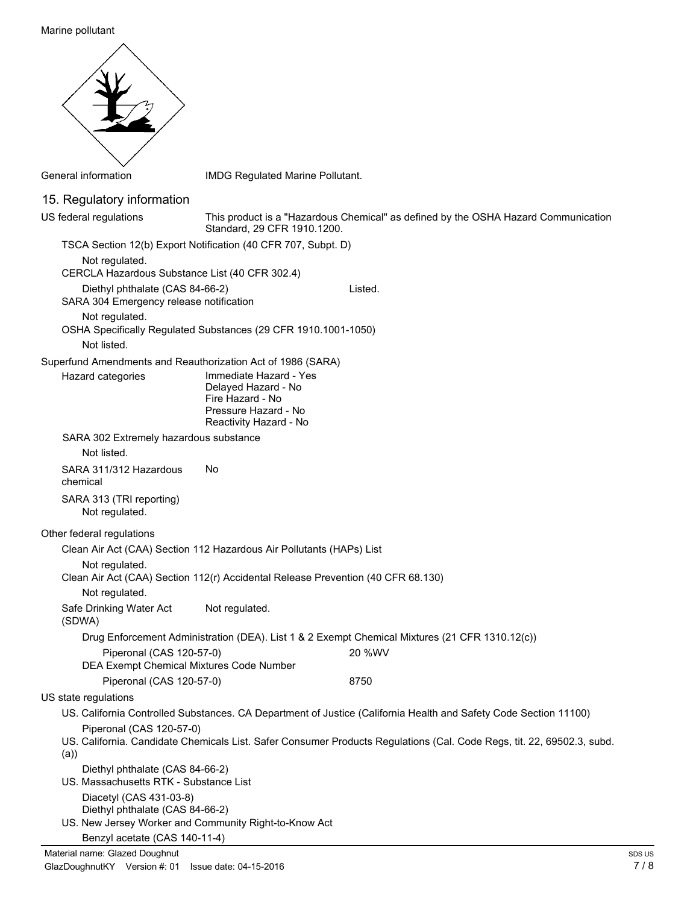Marine pollutant

General information — IMDG Regulated Marine Pollutant.

## 15. Regulatory information

**US federal regulations** — This product is a "Hazardous Chemical" as defined by the OSHA Hazard Communication Standard, 29 CFR 1910.1200.

**TSCA Section 12(b) Export Notification (40 CFR 707, Subpt. D)**

Not regulated.

**CERCLA Hazardous Substance List (40 CFR 302.4)**

| | |
|---|---|
| Diethyl phthalate (CAS 84-66-2) | Listed. |

**SARA 304 Emergency release notification**

Not regulated.

**OSHA Specifically Regulated Substances (29 CFR 1910.1001-1050)**

Not listed.

**Superfund Amendments and Reauthorization Act of 1986 (SARA)**

Hazard categories:
- Immediate Hazard - Yes
- Delayed Hazard - No
- Fire Hazard - No
- Pressure Hazard - No
- Reactivity Hazard - No

**SARA 302 Extremely hazardous substance**

Not listed.

**SARA 311/312 Hazardous chemical** — No

**SARA 313 (TRI reporting)**

Not regulated.

**Other federal regulations**

**Clean Air Act (CAA) Section 112 Hazardous Air Pollutants (HAPs) List**

Not regulated.

**Clean Air Act (CAA) Section 112(r) Accidental Release Prevention (40 CFR 68.130)**

Not regulated.

**Safe Drinking Water Act (SDWA)** — Not regulated.

**Drug Enforcement Administration (DEA). List 1 & 2 Exempt Chemical Mixtures (21 CFR 1310.12(c))**

| | |
|---|---|
| Piperonal (CAS 120-57-0) | 20 %WV |

**DEA Exempt Chemical Mixtures Code Number**

| | |
|---|---|
| Piperonal (CAS 120-57-0) | 8750 |

**US state regulations**

**US. California Controlled Substances. CA Department of Justice (California Health and Safety Code Section 11100)**

Piperonal (CAS 120-57-0)

**US. California. Candidate Chemicals List. Safer Consumer Products Regulations (Cal. Code Regs, tit. 22, 69502.3, subd. (a))**

Diethyl phthalate (CAS 84-66-2)

**US. Massachusetts RTK - Substance List**

Diacetyl (CAS 431-03-8)
Diethyl phthalate (CAS 84-66-2)

**US. New Jersey Worker and Community Right-to-Know Act**

Benzyl acetate (CAS 140-11-4)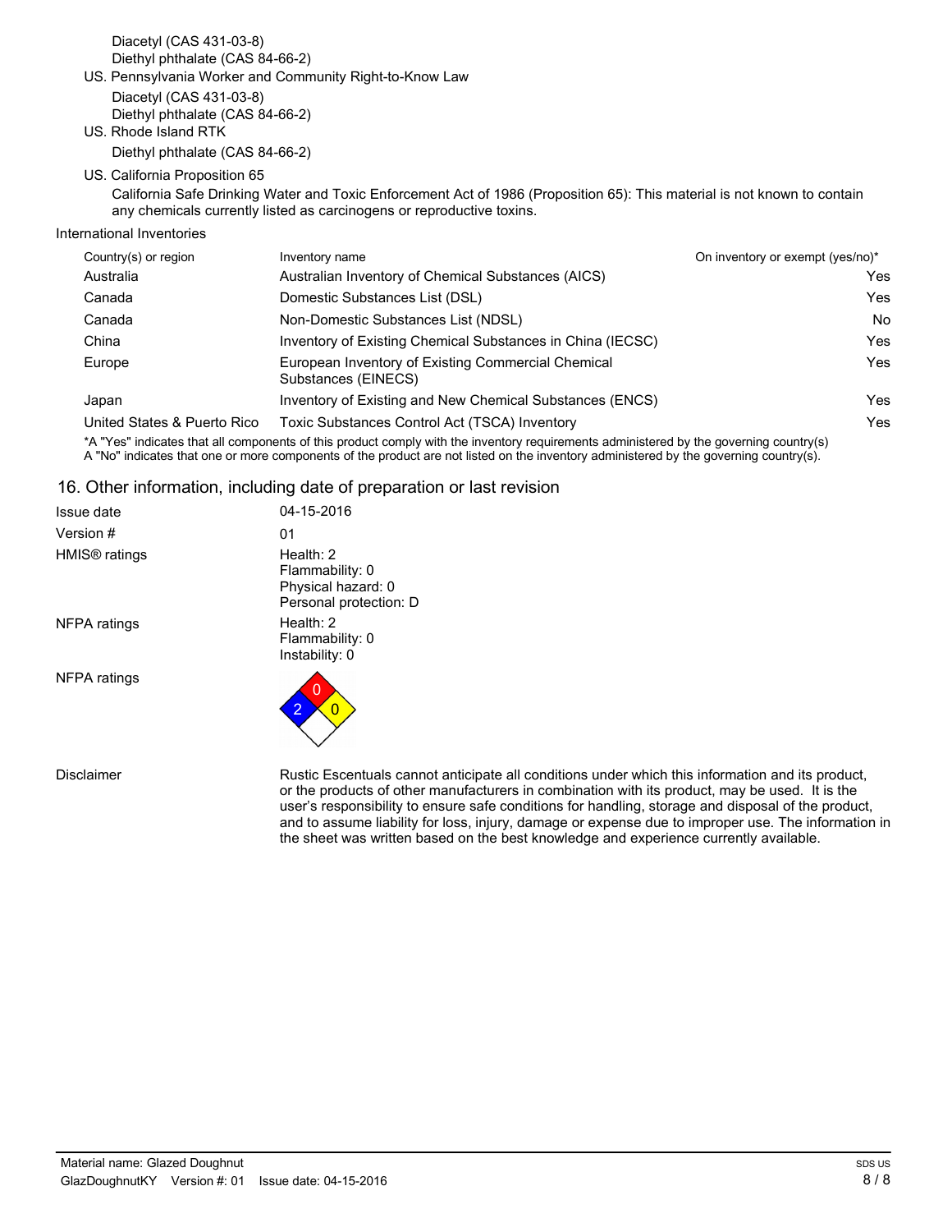Diacetyl (CAS 431-03-8)
Diethyl phthalate (CAS 84-66-2)

US. Pennsylvania Worker and Community Right-to-Know Law

Diacetyl (CAS 431-03-8)
Diethyl phthalate (CAS 84-66-2)

US. Rhode Island RTK

Diethyl phthalate (CAS 84-66-2)

US. California Proposition 65

California Safe Drinking Water and Toxic Enforcement Act of 1986 (Proposition 65): This material is not known to contain any chemicals currently listed as carcinogens or reproductive toxins.

International Inventories

| Country(s) or region | Inventory name | On inventory or exempt (yes/no)* |
|---|---|---|
| Australia | Australian Inventory of Chemical Substances (AICS) | Yes |
| Canada | Domestic Substances List (DSL) | Yes |
| Canada | Non-Domestic Substances List (NDSL) | No |
| China | Inventory of Existing Chemical Substances in China (IECSC) | Yes |
| Europe | European Inventory of Existing Commercial Chemical Substances (EINECS) | Yes |
| Japan | Inventory of Existing and New Chemical Substances (ENCS) | Yes |
| United States & Puerto Rico | Toxic Substances Control Act (TSCA) Inventory | Yes |

*A "Yes" indicates that all components of this product comply with the inventory requirements administered by the governing country(s)
A "No" indicates that one or more components of the product are not listed on the inventory administered by the governing country(s).

## 16. Other information, including date of preparation or last revision

| | |
|---|---|
| Issue date | 04-15-2016 |
| Version # | 01 |
| HMIS® ratings | Health: 2<br>Flammability: 0<br>Physical hazard: 0<br>Personal protection: D |
| NFPA ratings | Health: 2<br>Flammability: 0<br>Instability: 0 |
| NFPA ratings | 0<br>2 0 |
| Disclaimer | Rustic Escentuals cannot anticipate all conditions under which this information and its product, or the products of other manufacturers in combination with its product, may be used. It is the user's responsibility to ensure safe conditions for handling, storage and disposal of the product, and to assume liability for loss, injury, damage or expense due to improper use. The information in the sheet was written based on the best knowledge and experience currently available. |